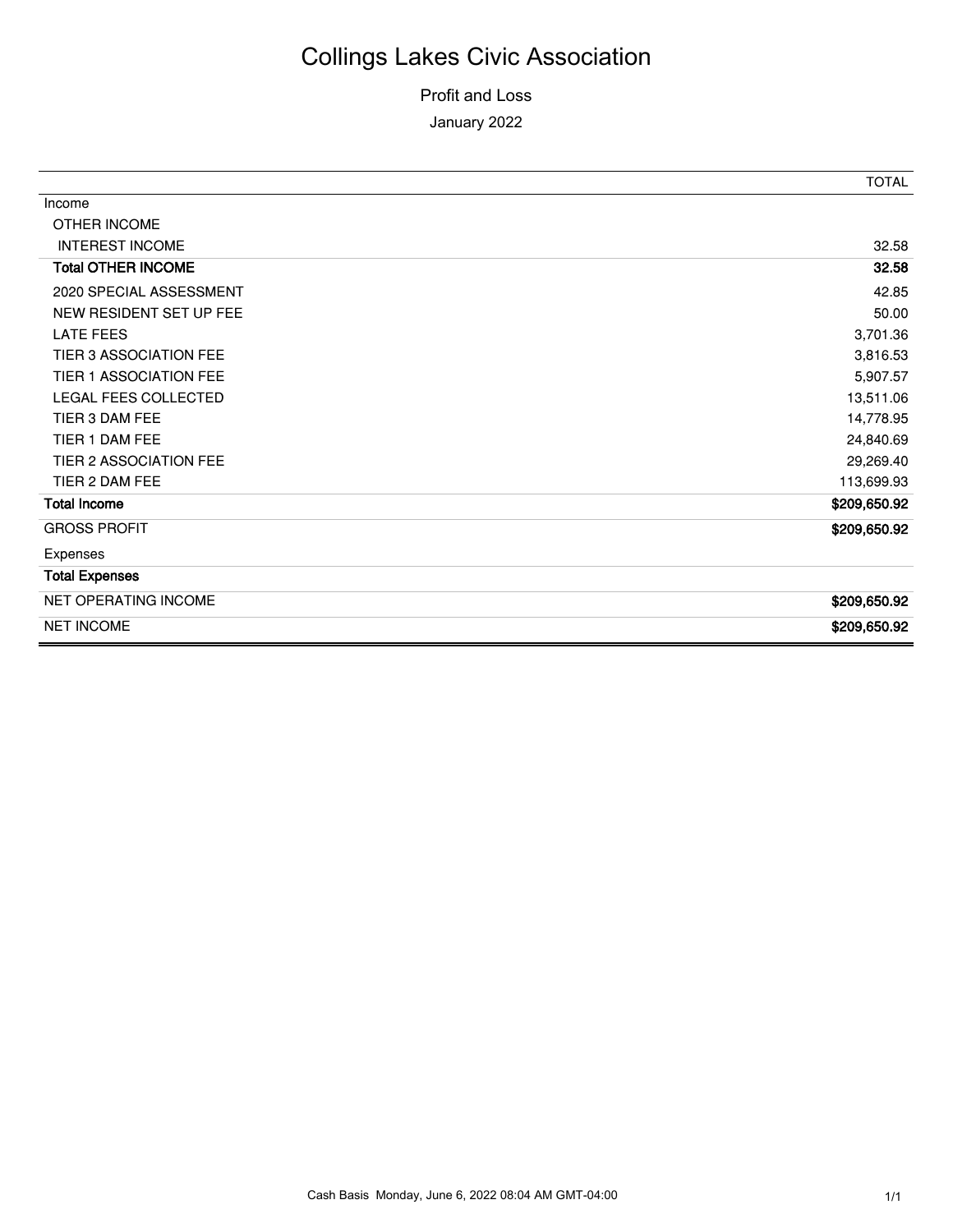# Collings Lakes Civic Association

## Profit and Loss

January 2022

| | TOTAL |
|---|---|
| Income | |
| OTHER INCOME | |
| INTEREST INCOME | 32.58 |
| **Total OTHER INCOME** | **32.58** |
| 2020 SPECIAL ASSESSMENT | 42.85 |
| NEW RESIDENT SET UP FEE | 50.00 |
| LATE FEES | 3,701.36 |
| TIER 3 ASSOCIATION FEE | 3,816.53 |
| TIER 1 ASSOCIATION FEE | 5,907.57 |
| LEGAL FEES COLLECTED | 13,511.06 |
| TIER 3 DAM FEE | 14,778.95 |
| TIER 1 DAM FEE | 24,840.69 |
| TIER 2 ASSOCIATION FEE | 29,269.40 |
| TIER 2 DAM FEE | 113,699.93 |
| **Total Income** | **$209,650.92** |
| GROSS PROFIT | **$209,650.92** |
| Expenses | |
| **Total Expenses** | |
| NET OPERATING INCOME | **$209,650.92** |
| NET INCOME | **$209,650.92** |

Cash Basis Monday, June 6, 2022 08:04 AM GMT-04:00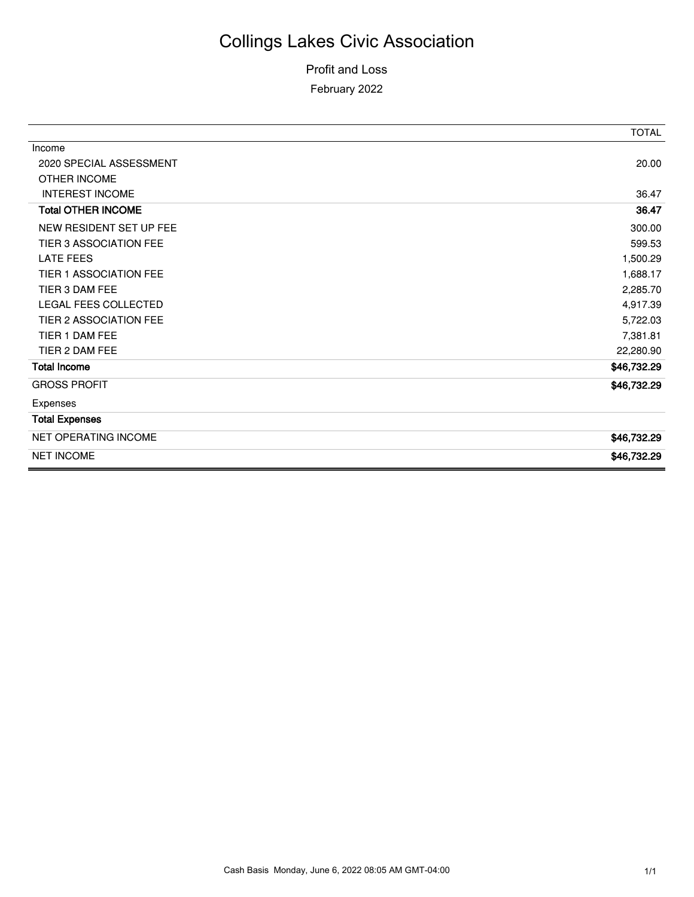# Collings Lakes Civic Association

Profit and Loss

February 2022

| | TOTAL |
|---|---|
| Income | |
| 2020 SPECIAL ASSESSMENT | 20.00 |
| OTHER INCOME | |
| INTEREST INCOME | 36.47 |
| **Total OTHER INCOME** | **36.47** |
| NEW RESIDENT SET UP FEE | 300.00 |
| TIER 3 ASSOCIATION FEE | 599.53 |
| LATE FEES | 1,500.29 |
| TIER 1 ASSOCIATION FEE | 1,688.17 |
| TIER 3 DAM FEE | 2,285.70 |
| LEGAL FEES COLLECTED | 4,917.39 |
| TIER 2 ASSOCIATION FEE | 5,722.03 |
| TIER 1 DAM FEE | 7,381.81 |
| TIER 2 DAM FEE | 22,280.90 |
| **Total Income** | **$46,732.29** |
| GROSS PROFIT | **$46,732.29** |
| Expenses | |
| **Total Expenses** | |
| NET OPERATING INCOME | **$46,732.29** |
| NET INCOME | **$46,732.29** |

Cash Basis Monday, June 6, 2022 08:05 AM GMT-04:00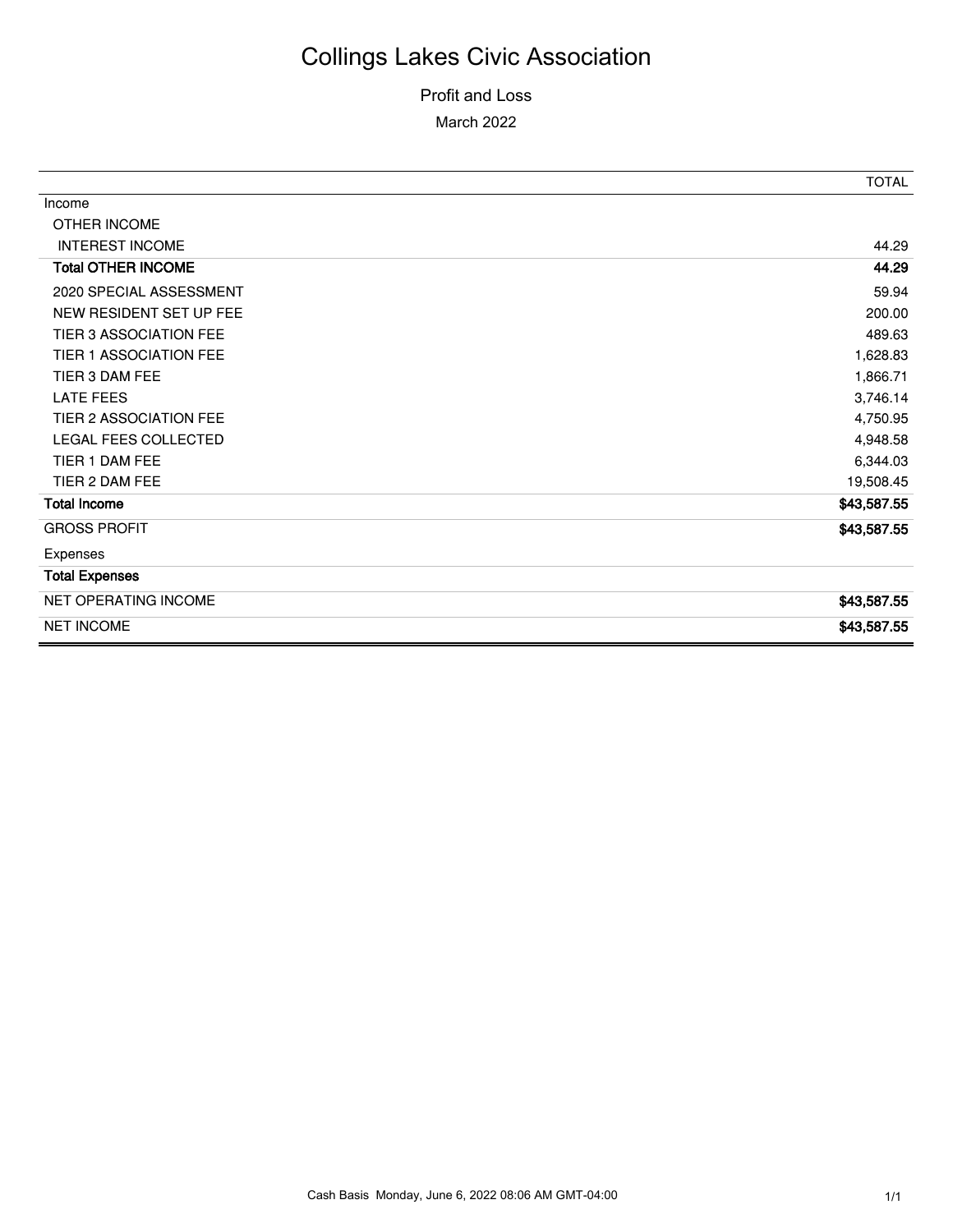# Collings Lakes Civic Association

Profit and Loss

March 2022

| | TOTAL |
|---|---:|
| Income | |
| OTHER INCOME | |
| INTEREST INCOME | 44.29 |
| **Total OTHER INCOME** | **44.29** |
| 2020 SPECIAL ASSESSMENT | 59.94 |
| NEW RESIDENT SET UP FEE | 200.00 |
| TIER 3 ASSOCIATION FEE | 489.63 |
| TIER 1 ASSOCIATION FEE | 1,628.83 |
| TIER 3 DAM FEE | 1,866.71 |
| LATE FEES | 3,746.14 |
| TIER 2 ASSOCIATION FEE | 4,750.95 |
| LEGAL FEES COLLECTED | 4,948.58 |
| TIER 1 DAM FEE | 6,344.03 |
| TIER 2 DAM FEE | 19,508.45 |
| **Total Income** | **$43,587.55** |
| GROSS PROFIT | **$43,587.55** |
| Expenses | |
| **Total Expenses** | |
| NET OPERATING INCOME | **$43,587.55** |
| NET INCOME | **$43,587.55** |

Cash Basis Monday, June 6, 2022 08:06 AM GMT-04:00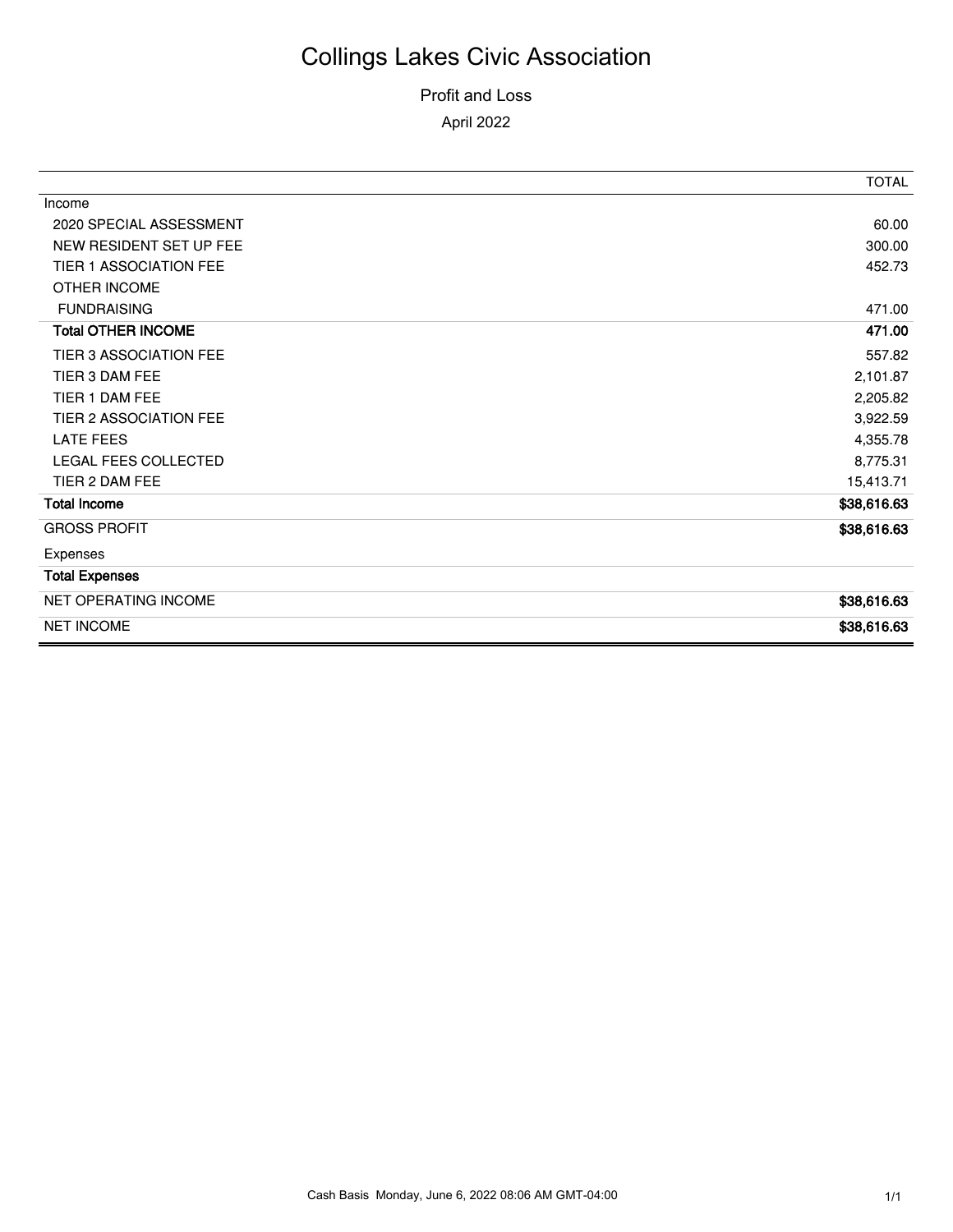# Collings Lakes Civic Association

Profit and Loss

April 2022

| | TOTAL |
|---|---|
| Income | |
| 2020 SPECIAL ASSESSMENT | 60.00 |
| NEW RESIDENT SET UP FEE | 300.00 |
| TIER 1 ASSOCIATION FEE | 452.73 |
| OTHER INCOME | |
| FUNDRAISING | 471.00 |
| **Total OTHER INCOME** | **471.00** |
| TIER 3 ASSOCIATION FEE | 557.82 |
| TIER 3 DAM FEE | 2,101.87 |
| TIER 1 DAM FEE | 2,205.82 |
| TIER 2 ASSOCIATION FEE | 3,922.59 |
| LATE FEES | 4,355.78 |
| LEGAL FEES COLLECTED | 8,775.31 |
| TIER 2 DAM FEE | 15,413.71 |
| **Total Income** | **$38,616.63** |
| GROSS PROFIT | **$38,616.63** |
| Expenses | |
| **Total Expenses** | |
| NET OPERATING INCOME | **$38,616.63** |
| NET INCOME | **$38,616.63** |

Cash Basis Monday, June 6, 2022 08:06 AM GMT-04:00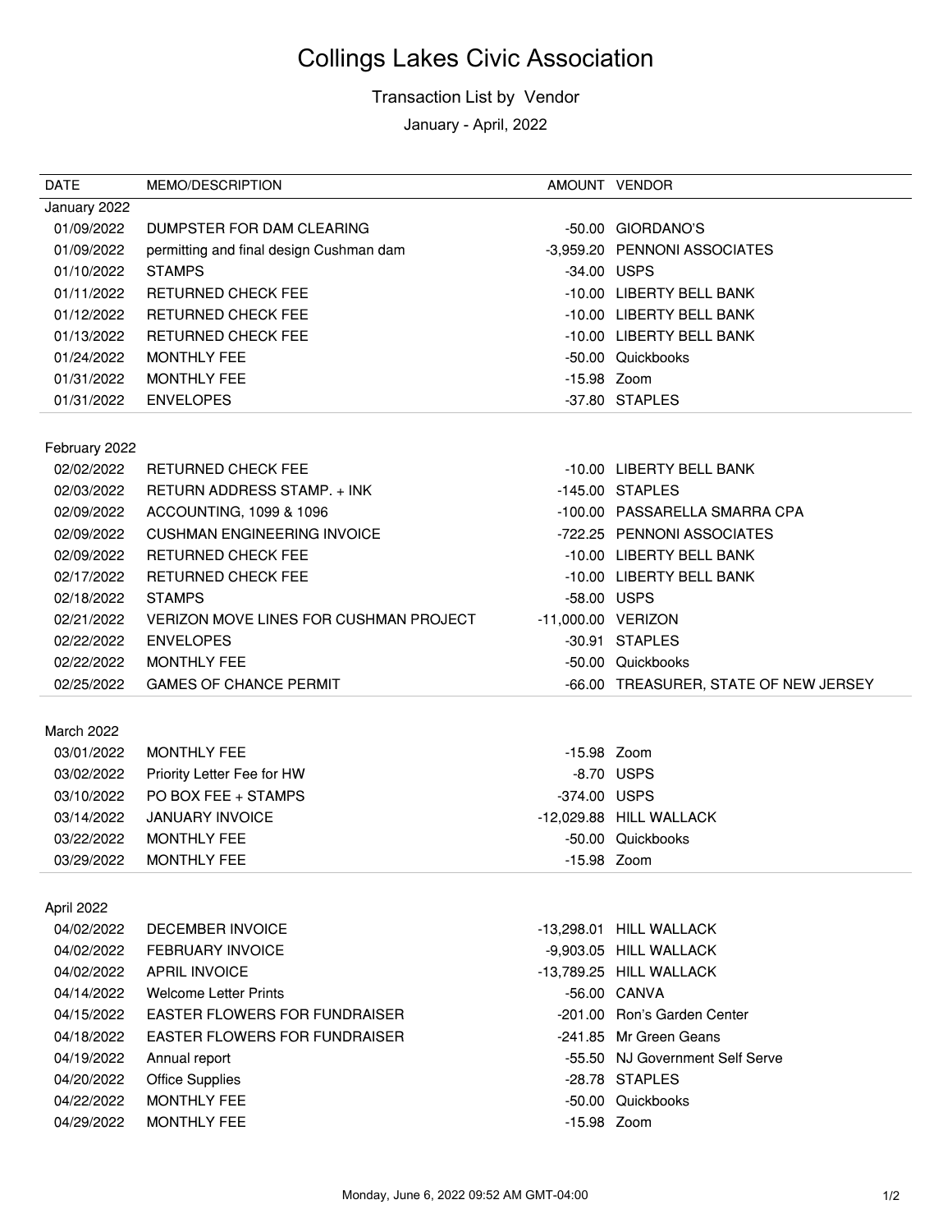# Collings Lakes Civic Association

Transaction List by Vendor

January - April, 2022

| DATE | MEMO/DESCRIPTION | AMOUNT | VENDOR |
|---|---|---|---|
| January 2022 | | | |
| 01/09/2022 | DUMPSTER FOR DAM CLEARING | -50.00 | GIORDANO'S |
| 01/09/2022 | permitting and final design Cushman dam | -3,959.20 | PENNONI ASSOCIATES |
| 01/10/2022 | STAMPS | -34.00 | USPS |
| 01/11/2022 | RETURNED CHECK FEE | -10.00 | LIBERTY BELL BANK |
| 01/12/2022 | RETURNED CHECK FEE | -10.00 | LIBERTY BELL BANK |
| 01/13/2022 | RETURNED CHECK FEE | -10.00 | LIBERTY BELL BANK |
| 01/24/2022 | MONTHLY FEE | -50.00 | Quickbooks |
| 01/31/2022 | MONTHLY FEE | -15.98 | Zoom |
| 01/31/2022 | ENVELOPES | -37.80 | STAPLES |
| February 2022 | | | |
| 02/02/2022 | RETURNED CHECK FEE | -10.00 | LIBERTY BELL BANK |
| 02/03/2022 | RETURN ADDRESS STAMP. + INK | -145.00 | STAPLES |
| 02/09/2022 | ACCOUNTING, 1099 & 1096 | -100.00 | PASSARELLA SMARRA CPA |
| 02/09/2022 | CUSHMAN ENGINEERING INVOICE | -722.25 | PENNONI ASSOCIATES |
| 02/09/2022 | RETURNED CHECK FEE | -10.00 | LIBERTY BELL BANK |
| 02/17/2022 | RETURNED CHECK FEE | -10.00 | LIBERTY BELL BANK |
| 02/18/2022 | STAMPS | -58.00 | USPS |
| 02/21/2022 | VERIZON MOVE LINES FOR CUSHMAN PROJECT | -11,000.00 | VERIZON |
| 02/22/2022 | ENVELOPES | -30.91 | STAPLES |
| 02/22/2022 | MONTHLY FEE | -50.00 | Quickbooks |
| 02/25/2022 | GAMES OF CHANCE PERMIT | -66.00 | TREASURER, STATE OF NEW JERSEY |
| March 2022 | | | |
| 03/01/2022 | MONTHLY FEE | -15.98 | Zoom |
| 03/02/2022 | Priority Letter Fee for HW | -8.70 | USPS |
| 03/10/2022 | PO BOX FEE + STAMPS | -374.00 | USPS |
| 03/14/2022 | JANUARY INVOICE | -12,029.88 | HILL WALLACK |
| 03/22/2022 | MONTHLY FEE | -50.00 | Quickbooks |
| 03/29/2022 | MONTHLY FEE | -15.98 | Zoom |
| April 2022 | | | |
| 04/02/2022 | DECEMBER INVOICE | -13,298.01 | HILL WALLACK |
| 04/02/2022 | FEBRUARY INVOICE | -9,903.05 | HILL WALLACK |
| 04/02/2022 | APRIL INVOICE | -13,789.25 | HILL WALLACK |
| 04/14/2022 | Welcome Letter Prints | -56.00 | CANVA |
| 04/15/2022 | EASTER FLOWERS FOR FUNDRAISER | -201.00 | Ron's Garden Center |
| 04/18/2022 | EASTER FLOWERS FOR FUNDRAISER | -241.85 | Mr Green Geans |
| 04/19/2022 | Annual report | -55.50 | NJ Government Self Serve |
| 04/20/2022 | Office Supplies | -28.78 | STAPLES |
| 04/22/2022 | MONTHLY FEE | -50.00 | Quickbooks |
| 04/29/2022 | MONTHLY FEE | -15.98 | Zoom |

Monday, June 6, 2022 09:52 AM GMT-04:00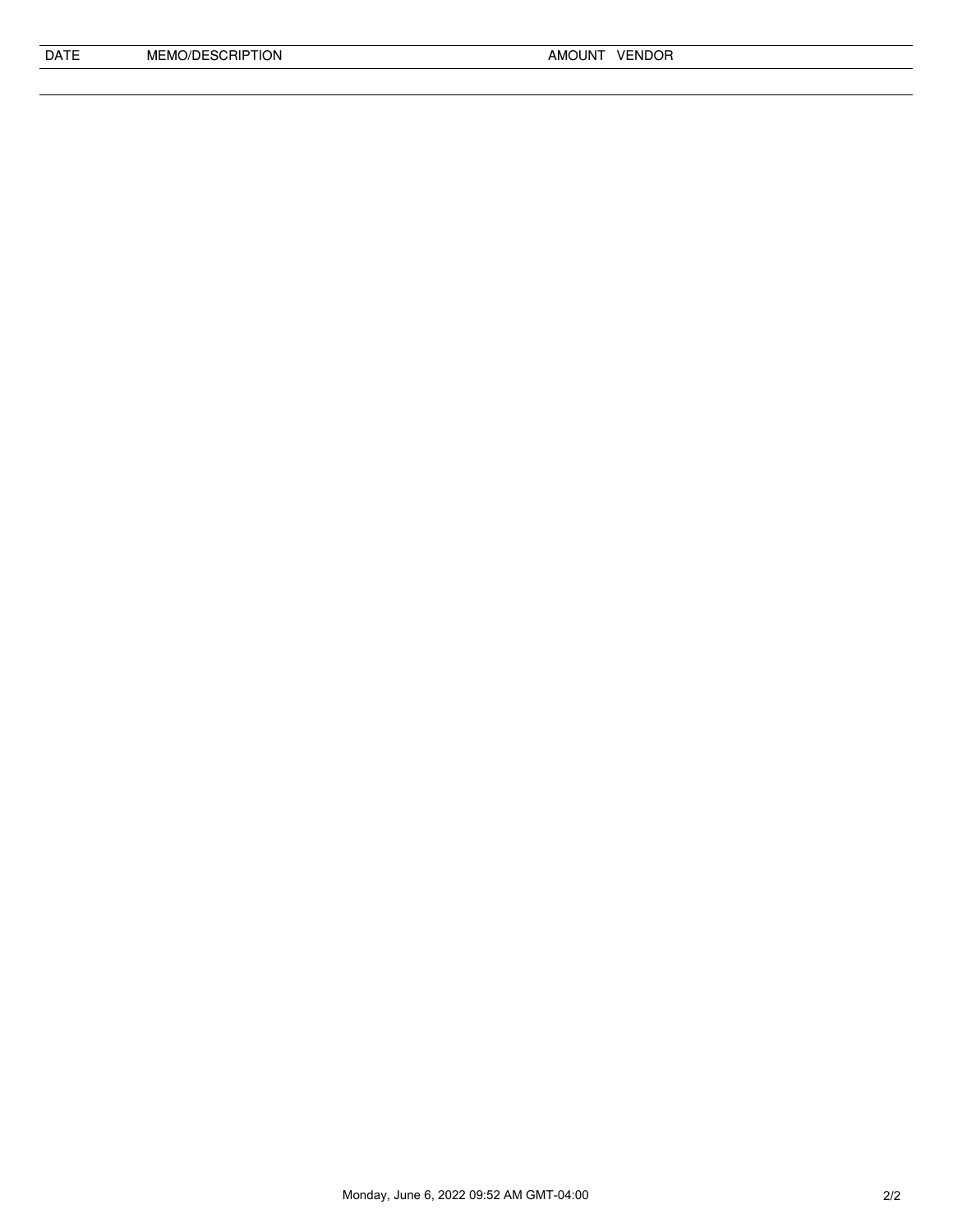| DATE | MEMO/DESCRIPTION | AMOUNT | VENDOR |
| --- | --- | --- | --- |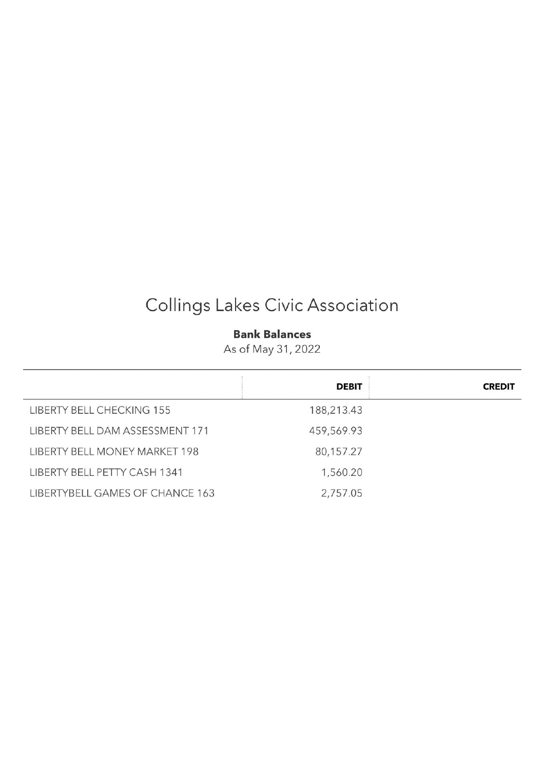# Collings Lakes Civic Association

**Bank Balances**

As of May 31, 2022

| | DEBIT | CREDIT |
|---|---|---|
| LIBERTY BELL CHECKING 155 | 188,213.43 | |
| LIBERTY BELL DAM ASSESSMENT 171 | 459,569.93 | |
| LIBERTY BELL MONEY MARKET 198 | 80,157.27 | |
| LIBERTY BELL PETTY CASH 1341 | 1,560.20 | |
| LIBERTYBELL GAMES OF CHANCE 163 | 2,757.05 | |